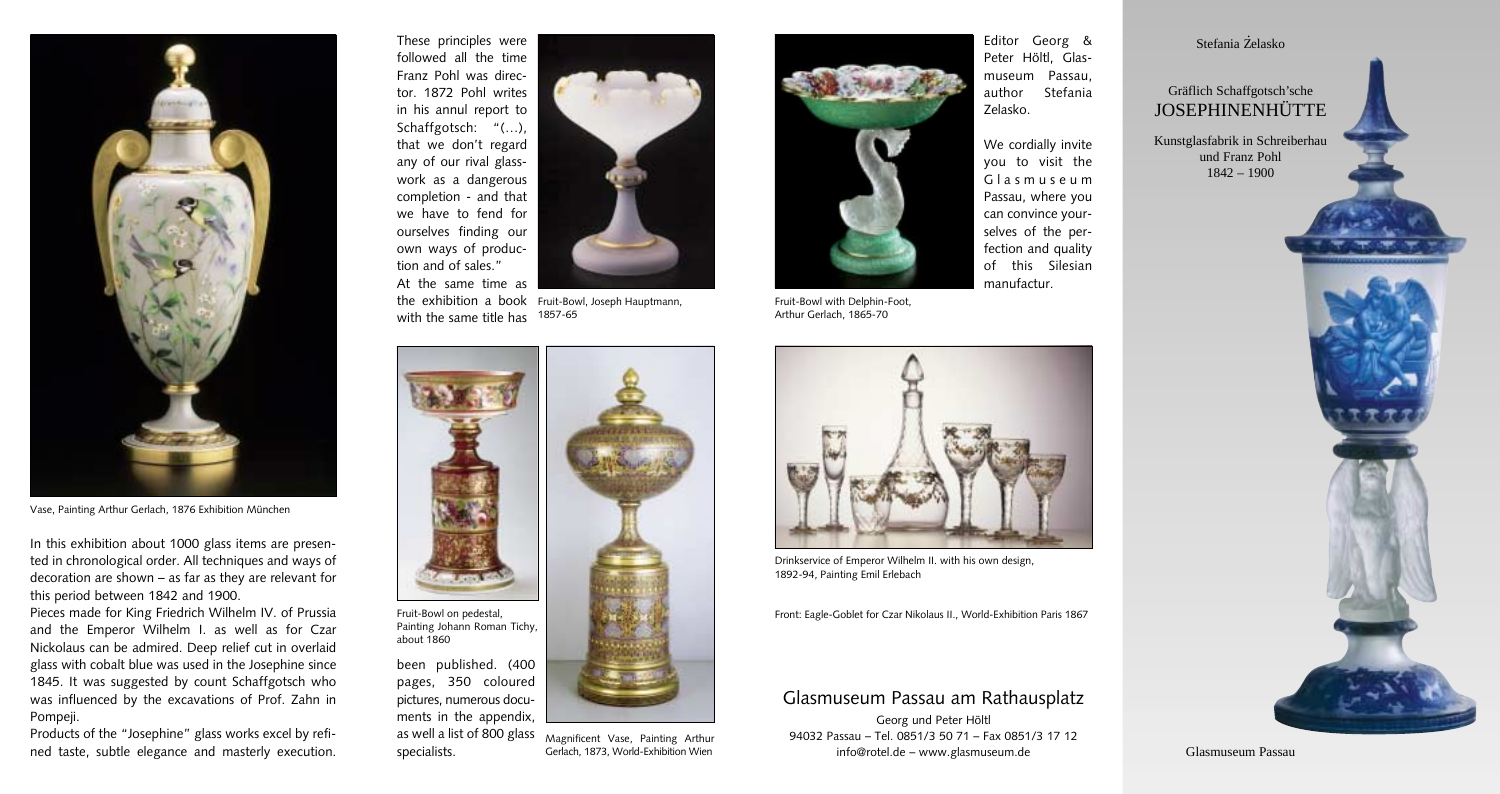Vase, Painting Arthur Gerlach, 1876 Exhibition München

In this exhibition about 1000 glass items are presented in chronological order. All techniques and ways of decoration are shown – as far as they are relevant for this period between 1842 and 1900.

Pieces made for King Friedrich Wilhelm IV. of Prussia and the Emperor Wilhelm I. as well as for Czar Nickolaus can be admired. Deep relief cut in overlaid glass with cobalt blue was used in the Josephine since 1845. It was suggested by count Schaffgotsch who was influenced by the excavations of Prof. Zahn in Pompeji.

Products of the "Josephine" glass works excel by refined taste, subtle elegance and masterly execution. These principles were followed all the time Franz Pohl was director. 1872 Pohl writes in his annul report to Schaffgotsch: "(…), that we don't regard any of our rival glasswork as a dangerous completion - and that we have to fend for ourselves finding our own ways of production and of sales."

At the same time as the exhibition a book with the same title has been published. (400 pages, 350 coloured pictures, numerous documents in the appendix, as well a list of 800 glass specialists.

Fruit-Bowl, Joseph Hauptmann, 1857-65

Fruit-Bowl on pedestal, Painting Johann Roman Tichy, about 1860

Magnificent Vase, Painting Arthur Gerlach, 1873, World-Exhibition Wien

Fruit-Bowl with Delphin-Foot, Arthur Gerlach, 1865-70

Editor Georg & Peter Höltl, Glasmuseum Passau, author Stefania Zelasko.

We cordially invite you to visit the Glasmuseum Passau, where you can convince yourselves of the perfection and quality of this Silesian manufactur.

Drinkservice of Emperor Wilhelm II. with his own design, 1892-94, Painting Emil Erlebach

Front: Eagle-Goblet for Czar Nikolaus II., World-Exhibition Paris 1867

## Glasmuseum Passau am Rathausplatz

Georg und Peter Höltl
94032 Passau – Tel. 0851/3 50 71 – Fax 0851/3 17 12
info@rotel.de – www.glasmuseum.de

Stefania Żelasko

Gräflich Schaffgotsch'sche

# JOSEPHINENHÜTTE

Kunstglasfabrik in Schreiberhau
und Franz Pohl
1842 – 1900

Glasmuseum Passau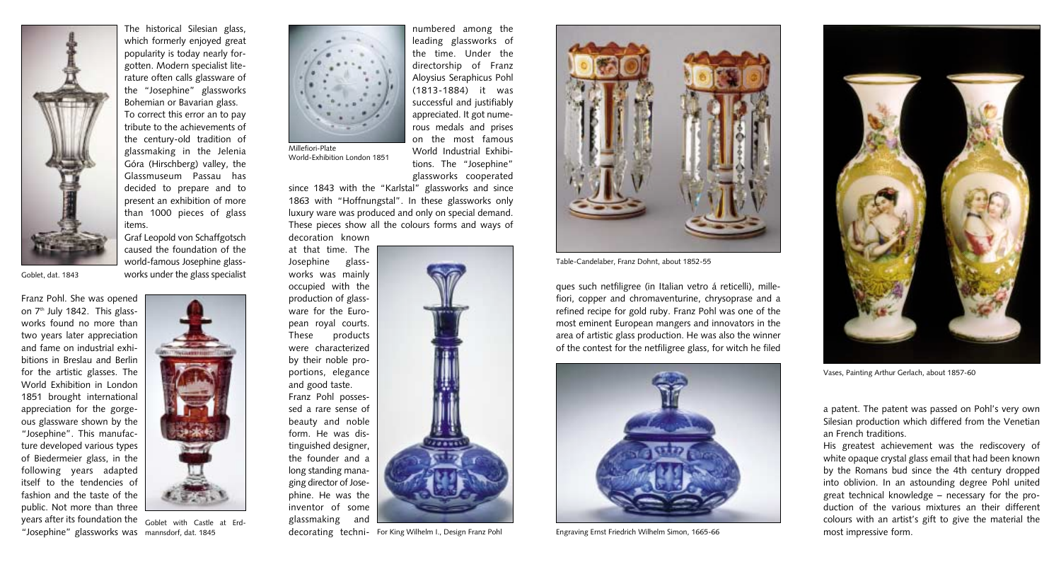The historical Silesian glass, which formerly enjoyed great popularity is today nearly forgotten. Modern specialist literature often calls glassware of the "Josephine" glassworks Bohemian or Bavarian glass. To correct this error an to pay tribute to the achievements of the century-old tradition of glassmaking in the Jelenia Góra (Hirschberg) valley, the Glassmuseum Passau has decided to prepare and to present an exhibition of more than 1000 pieces of glass items.

Graf Leopold von Schaffgotsch caused the foundation of the world-famous Josephine glassworks under the glass specialist Franz Pohl. She was opened on 7th July 1842. This glassworks found no more than two years later appreciation and fame on industrial exhibitions in Breslau and Berlin for the artistic glasses. The World Exhibition in London 1851 brought international appreciation for the gorgeous glassware shown by the "Josephine". This manufacture developed various types of Biedermeier glass, in the following years adapted itself to the tendencies of fashion and the taste of the public. Not more than three years after its foundation the "Josephine" glassworks was numbered among the leading glassworks of the time. Under the directorship of Franz Aloysius Seraphicus Pohl (1813-1884) it was successful and justifiably appreciated. It got numerous medals and prises on the most famous World Industrial Exhibitions. The "Josephine" glassworks cooperated since 1843 with the "Karlstal" glassworks and since 1863 with "Hoffnungstal". In these glassworks only luxury ware was produced and only on special demand. These pieces show all the colours forms and ways of decoration known at that time. The Josephine glassworks was mainly occupied with the production of glassware for the European royal courts. These products were characterized by their noble proportions, elegance and good taste.

Franz Pohl possessed a rare sense of beauty and noble form. He was distinguished designer, the founder and a long standing managing director of Josephine. He was the inventor of some glassmaking and decorating techniques such netfiligree (in Italian vetro á reticelli), millefiori, copper and chromaventurine, chrysoprase and a refined recipe for gold ruby. Franz Pohl was one of the most eminent European mangers and innovators in the area of artistic glass production. He was also the winner of the contest for the netfiligree glass, for witch he filed a patent. The patent was passed on Pohl's very own Silesian production which differed from the Venetian an French traditions.

His greatest achievement was the rediscovery of white opaque crystal glass email that had been known by the Romans bud since the 4th century dropped into oblivion. In an astounding degree Pohl united great technical knowledge – necessary for the production of the various mixtures an their different colours with an artist's gift to give the material the most impressive form.

Goblet, dat. 1843

Goblet with Castle at Erdmannsdorf, dat. 1845

Millefiori-Plate
World-Exhibition London 1851

For King Wilhelm I., Design Franz Pohl

Table-Candelaber, Franz Dohnt, about 1852-55

Engraving Ernst Friedrich Wilhelm Simon, 1665-66

Vases, Painting Arthur Gerlach, about 1857-60